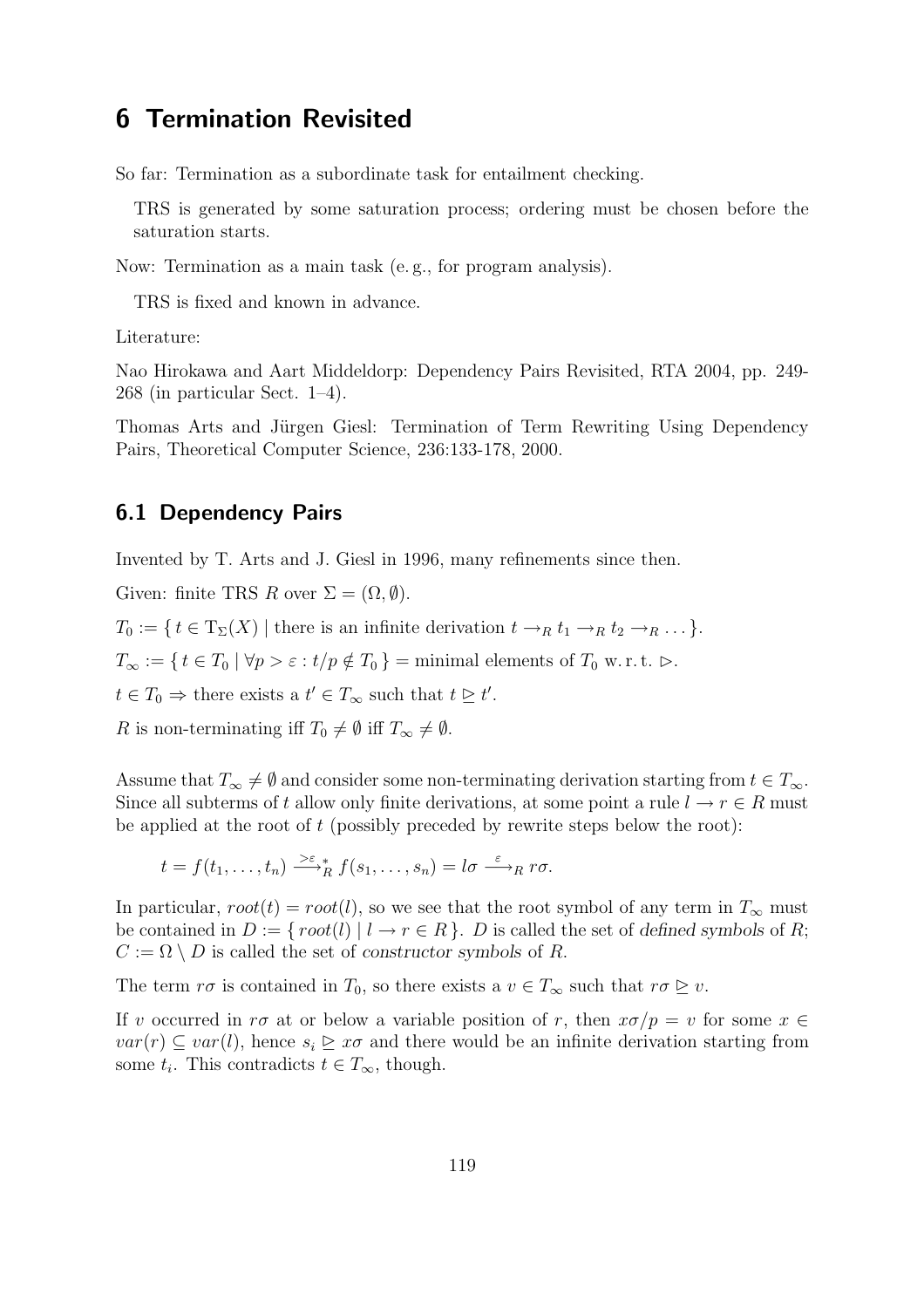# 6 Termination Revisited

So far: Termination as a subordinate task for entailment checking.

TRS is generated by some saturation process; ordering must be chosen before the saturation starts.

Now: Termination as a main task (e. g., for program analysis).

TRS is fixed and known in advance.

Literature:

Nao Hirokawa and Aart Middeldorp: Dependency Pairs Revisited, RTA 2004, pp. 249-268 (in particular Sect. 1–4).

Thomas Arts and Jürgen Giesl: Termination of Term Rewriting Using Dependency Pairs, Theoretical Computer Science, 236:133-178, 2000.

## 6.1 Dependency Pairs

Invented by T. Arts and J. Giesl in 1996, many refinements since then.

Given: finite TRS $R$ over $\Sigma = (\Omega, \emptyset)$.

$T_0 := \{\, t \in \mathrm{T}_\Sigma(X) \mid \text{there is an infinite derivation } t \to_R t_1 \to_R t_2 \to_R \dots \}$.

$T_\infty := \{\, t \in T_0 \mid \forall p > \varepsilon : t/p \notin T_0 \,\}$ = minimal elements of $T_0$ w. r. t. $\rhd$.

$t \in T_0 \Rightarrow$ there exists a $t' \in T_\infty$ such that $t \trianglerighteq t'$.

$R$ is non-terminating iff $T_0 \neq \emptyset$ iff $T_\infty \neq \emptyset$.

Assume that $T_\infty \neq \emptyset$ and consider some non-terminating derivation starting from $t \in T_\infty$. Since all subterms of $t$ allow only finite derivations, at some point a rule $l \to r \in R$ must be applied at the root of $t$ (possibly preceded by rewrite steps below the root):

$$t = f(t_1, \dots, t_n) \xrightarrow{>\varepsilon}{}^{*}_{R} f(s_1, \dots, s_n) = l\sigma \xrightarrow{\varepsilon}_R r\sigma.$$

In particular, $root(t) = root(l)$, so we see that the root symbol of any term in $T_\infty$ must be contained in $D := \{\, root(l) \mid l \to r \in R \,\}$. $D$ is called the set of *defined symbols* of $R$; $C := \Omega \setminus D$ is called the set of *constructor symbols* of $R$.

The term $r\sigma$ is contained in $T_0$, so there exists a $v \in T_\infty$ such that $r\sigma \trianglerighteq v$.

If $v$ occurred in $r\sigma$ at or below a variable position of $r$, then $x\sigma/p = v$ for some $x \in var(r) \subseteq var(l)$, hence $s_i \trianglerighteq x\sigma$ and there would be an infinite derivation starting from some $t_i$. This contradicts $t \in T_\infty$, though.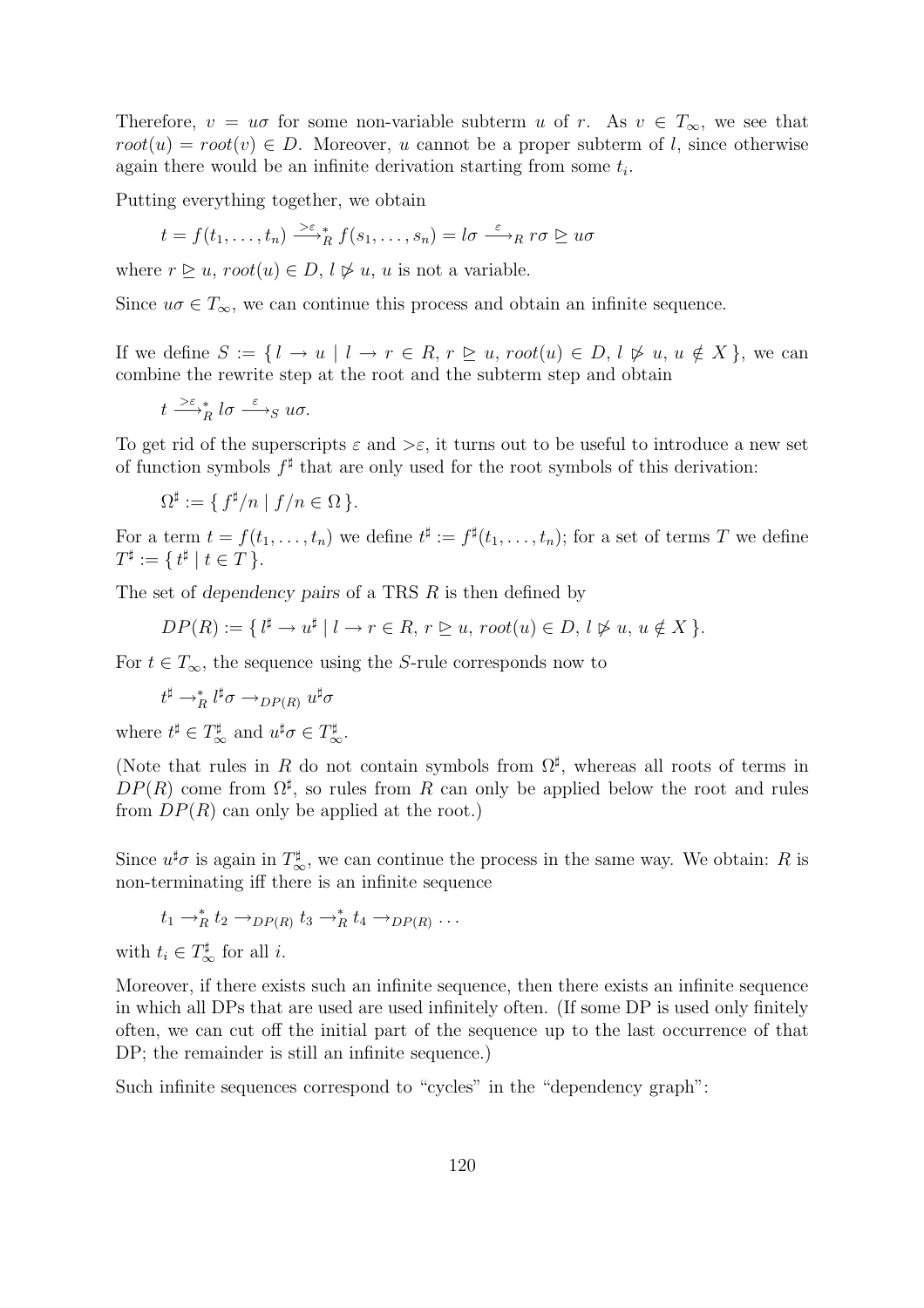Therefore, $v = u\sigma$ for some non-variable subterm $u$ of $r$. As $v \in T_\infty$, we see that $root(u) = root(v) \in D$. Moreover, $u$ cannot be a proper subterm of $l$, since otherwise again there would be an infinite derivation starting from some $t_i$.

Putting everything together, we obtain

$$t = f(t_1, \dots, t_n) \xrightarrow{>\varepsilon}{}_R^{*} f(s_1, \dots, s_n) = l\sigma \xrightarrow{\varepsilon}_R r\sigma \trianglerighteq u\sigma$$

where $r \trianglerighteq u$, $root(u) \in D$, $l \not\triangleright u$, $u$ is not a variable.

Since $u\sigma \in T_\infty$, we can continue this process and obtain an infinite sequence.

If we define $S := \{\, l \to u \mid l \to r \in R,\ r \trianglerighteq u,\ root(u) \in D,\ l \not\triangleright u,\ u \notin X \,\}$, we can combine the rewrite step at the root and the subterm step and obtain

$$t \xrightarrow{>\varepsilon}{}_R^{*} l\sigma \xrightarrow{\varepsilon}_S u\sigma.$$

To get rid of the superscripts $\varepsilon$ and $>\varepsilon$, it turns out to be useful to introduce a new set of function symbols $f^\sharp$ that are only used for the root symbols of this derivation:

$$\Omega^\sharp := \{\, f^\sharp/n \mid f/n \in \Omega \,\}.$$

For a term $t = f(t_1, \dots, t_n)$ we define $t^\sharp := f^\sharp(t_1, \dots, t_n)$; for a set of terms $T$ we define $T^\sharp := \{\, t^\sharp \mid t \in T \,\}$.

The set of *dependency pairs* of a TRS $R$ is then defined by

$$DP(R) := \{\, l^\sharp \to u^\sharp \mid l \to r \in R,\ r \trianglerighteq u,\ root(u) \in D,\ l \not\triangleright u,\ u \notin X \,\}.$$

For $t \in T_\infty$, the sequence using the $S$-rule corresponds now to

$$t^\sharp \to_R^* l^\sharp\sigma \to_{DP(R)} u^\sharp\sigma$$

where $t^\sharp \in T_\infty^\sharp$ and $u^\sharp\sigma \in T_\infty^\sharp$.

(Note that rules in $R$ do not contain symbols from $\Omega^\sharp$, whereas all roots of terms in $DP(R)$ come from $\Omega^\sharp$, so rules from $R$ can only be applied below the root and rules from $DP(R)$ can only be applied at the root.)

Since $u^\sharp\sigma$ is again in $T_\infty^\sharp$, we can continue the process in the same way. We obtain: $R$ is non-terminating iff there is an infinite sequence

$$t_1 \to_R^* t_2 \to_{DP(R)} t_3 \to_R^* t_4 \to_{DP(R)} \dots$$

with $t_i \in T_\infty^\sharp$ for all $i$.

Moreover, if there exists such an infinite sequence, then there exists an infinite sequence in which all DPs that are used are used infinitely often. (If some DP is used only finitely often, we can cut off the initial part of the sequence up to the last occurrence of that DP; the remainder is still an infinite sequence.)

Such infinite sequences correspond to "cycles" in the "dependency graph":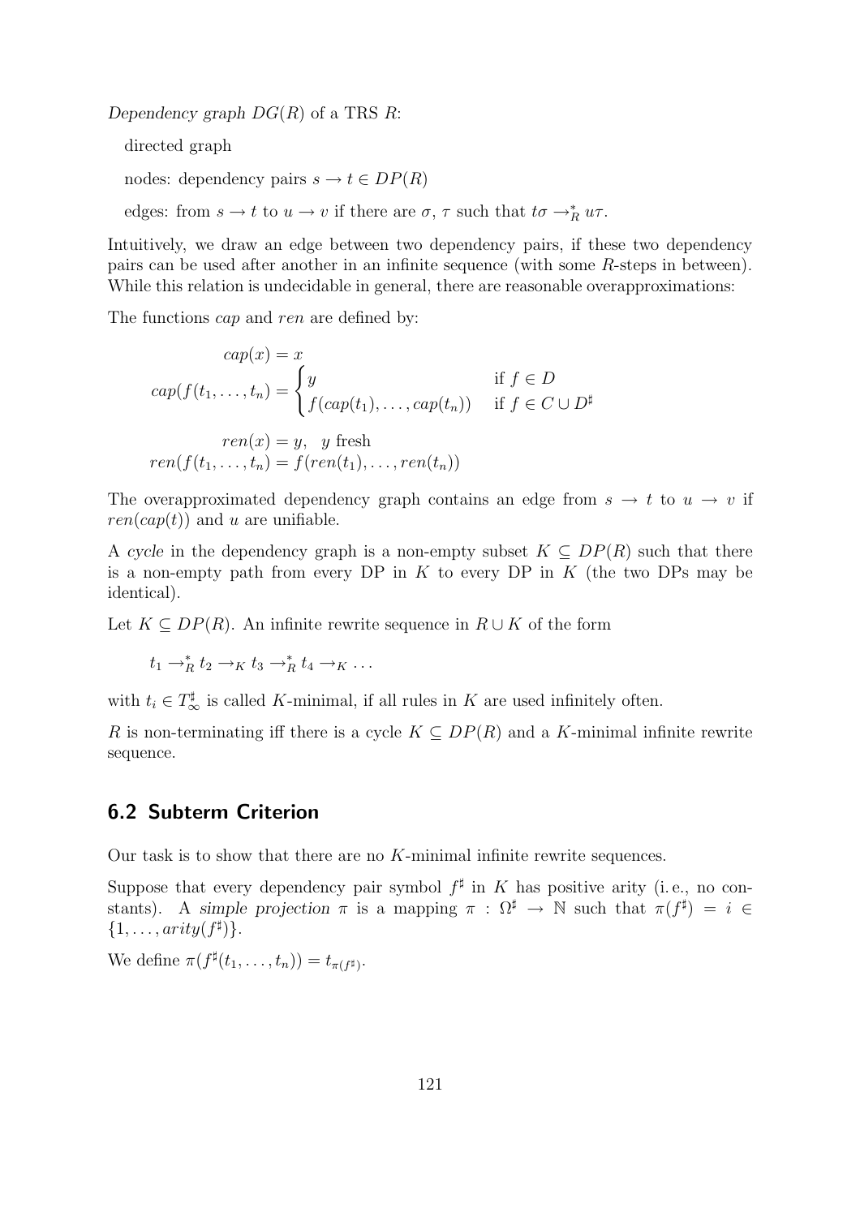*Dependency graph $DG(R)$ of a TRS $R$:*

directed graph

nodes: dependency pairs $s \to t \in DP(R)$

edges: from $s \to t$ to $u \to v$ if there are $\sigma$, $\tau$ such that $t\sigma \to_R^* u\tau$.

Intuitively, we draw an edge between two dependency pairs, if these two dependency pairs can be used after another in an infinite sequence (with some $R$-steps in between). While this relation is undecidable in general, there are reasonable overapproximations:

The functions *cap* and *ren* are defined by:

$$cap(x) = x$$
$$cap(f(t_1, \dots, t_n)) = \begin{cases} y & \text{if } f \in D \\ f(cap(t_1), \dots, cap(t_n)) & \text{if } f \in C \cup D^\sharp \end{cases}$$

$$ren(x) = y, \quad y \text{ fresh}$$
$$ren(f(t_1, \dots, t_n)) = f(ren(t_1), \dots, ren(t_n))$$

The overapproximated dependency graph contains an edge from $s \to t$ to $u \to v$ if $ren(cap(t))$ and $u$ are unifiable.

A *cycle* in the dependency graph is a non-empty subset $K \subseteq DP(R)$ such that there is a non-empty path from every DP in $K$ to every DP in $K$ (the two DPs may be identical).

Let $K \subseteq DP(R)$. An infinite rewrite sequence in $R \cup K$ of the form

$$t_1 \to_R^* t_2 \to_K t_3 \to_R^* t_4 \to_K \dots$$

with $t_i \in T_\infty^\sharp$ is called $K$-minimal, if all rules in $K$ are used infinitely often.

$R$ is non-terminating iff there is a cycle $K \subseteq DP(R)$ and a $K$-minimal infinite rewrite sequence.

## 6.2 Subterm Criterion

Our task is to show that there are no $K$-minimal infinite rewrite sequences.

Suppose that every dependency pair symbol $f^\sharp$ in $K$ has positive arity (i. e., no constants). A *simple projection* $\pi$ is a mapping $\pi : \Omega^\sharp \to \mathbb{N}$ such that $\pi(f^\sharp) = i \in \{1, \dots, arity(f^\sharp)\}$.

We define $\pi(f^\sharp(t_1, \dots, t_n)) = t_{\pi(f^\sharp)}$.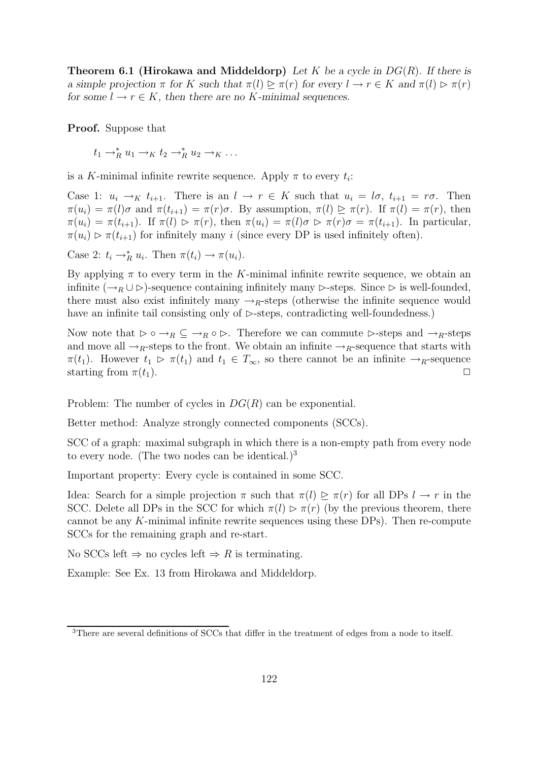**Theorem 6.1 (Hirokawa and Middeldorp)** *Let $K$ be a cycle in $DG(R)$. If there is a simple projection $\pi$ for $K$ such that $\pi(l) \trianglerighteq \pi(r)$ for every $l \to r \in K$ and $\pi(l) \triangleright \pi(r)$ for some $l \to r \in K$, then there are no $K$-minimal sequences.*

**Proof.** Suppose that

$$t_1 \to_R^* u_1 \to_K t_2 \to_R^* u_2 \to_K \dots$$

is a $K$-minimal infinite rewrite sequence. Apply $\pi$ to every $t_i$:

Case 1: $u_i \to_K t_{i+1}$. There is an $l \to r \in K$ such that $u_i = l\sigma$, $t_{i+1} = r\sigma$. Then $\pi(u_i) = \pi(l)\sigma$ and $\pi(t_{i+1}) = \pi(r)\sigma$. By assumption, $\pi(l) \trianglerighteq \pi(r)$. If $\pi(l) = \pi(r)$, then $\pi(u_i) = \pi(t_{i+1})$. If $\pi(l) \triangleright \pi(r)$, then $\pi(u_i) = \pi(l)\sigma \triangleright \pi(r)\sigma = \pi(t_{i+1})$. In particular, $\pi(u_i) \triangleright \pi(t_{i+1})$ for infinitely many $i$ (since every DP is used infinitely often).

Case 2: $t_i \to_R^* u_i$. Then $\pi(t_i) \to \pi(u_i)$.

By applying $\pi$ to every term in the $K$-minimal infinite rewrite sequence, we obtain an infinite $(\to_R \cup \triangleright)$-sequence containing infinitely many $\triangleright$-steps. Since $\triangleright$ is well-founded, there must also exist infinitely many $\to_R$-steps (otherwise the infinite sequence would have an infinite tail consisting only of $\triangleright$-steps, contradicting well-foundedness.)

Now note that $\triangleright \circ \to_R \subseteq \to_R \circ \triangleright$. Therefore we can commute $\triangleright$-steps and $\to_R$-steps and move all $\to_R$-steps to the front. We obtain an infinite $\to_R$-sequence that starts with $\pi(t_1)$. However $t_1 \triangleright \pi(t_1)$ and $t_1 \in T_\infty$, so there cannot be an infinite $\to_R$-sequence starting from $\pi(t_1)$. $\square$

Problem: The number of cycles in $DG(R)$ can be exponential.

Better method: Analyze strongly connected components (SCCs).

SCC of a graph: maximal subgraph in which there is a non-empty path from every node to every node. (The two nodes can be identical.)[3]

Important property: Every cycle is contained in some SCC.

Idea: Search for a simple projection $\pi$ such that $\pi(l) \trianglerighteq \pi(r)$ for all DPs $l \to r$ in the SCC. Delete all DPs in the SCC for which $\pi(l) \triangleright \pi(r)$ (by the previous theorem, there cannot be any $K$-minimal infinite rewrite sequences using these DPs). Then re-compute SCCs for the remaining graph and re-start.

No SCCs left $\Rightarrow$ no cycles left $\Rightarrow$ $R$ is terminating.

Example: See Ex. 13 from Hirokawa and Middeldorp.

[3] There are several definitions of SCCs that differ in the treatment of edges from a node to itself.